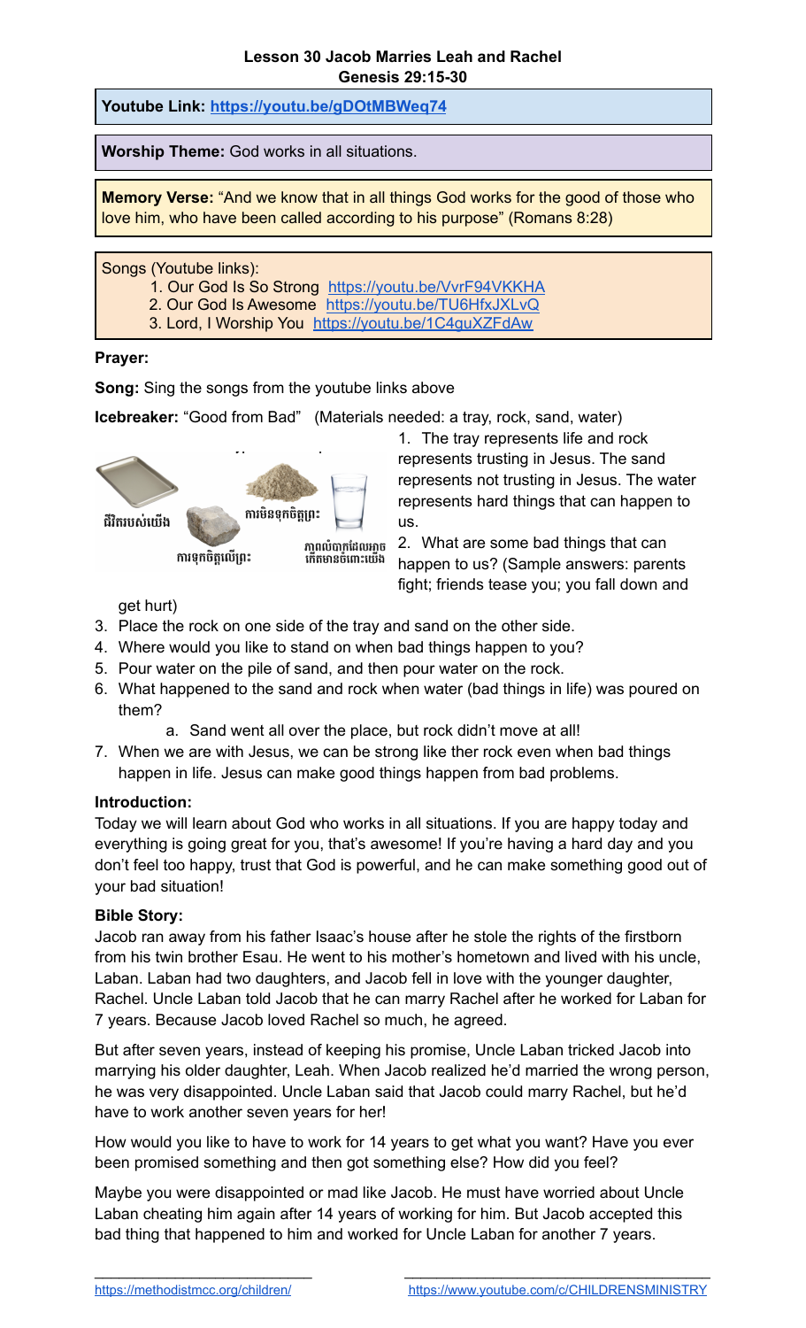# Lesson 30 Jacob Marries Leah and Rachel
## Genesis 29:15-30

**Youtube Link:** https://youtu.be/gDOtMBWeq74

**Worship Theme:** God works in all situations.

**Memory Verse:** "And we know that in all things God works for the good of those who love him, who have been called according to his purpose" (Romans 8:28)

Songs (Youtube links):

1. Our God Is So Strong https://youtu.be/VvrF94VKKHA
2. Our God Is Awesome https://youtu.be/TU6HfxJXLvQ
3. Lord, I Worship You https://youtu.be/1C4guXZFdAw

**Prayer:**

**Song:** Sing the songs from the youtube links above

**Icebreaker:** "Good from Bad" (Materials needed: a tray, rock, sand, water)

ជីវិតរបស់យើង ការទុកចិត្តលើព្រះ ការមិនទុកចិត្តព្រះ ភាពលំបាកដែលអាចកើតមានចំពោះយើង

1. The tray represents life and rock represents trusting in Jesus. The sand represents not trusting in Jesus. The water represents hard things that can happen to us.
2. What are some bad things that can happen to us? (Sample answers: parents fight; friends tease you; you fall down and get hurt)
3. Place the rock on one side of the tray and sand on the other side.
4. Where would you like to stand on when bad things happen to you?
5. Pour water on the pile of sand, and then pour water on the rock.
6. What happened to the sand and rock when water (bad things in life) was poured on them?
   a. Sand went all over the place, but rock didn't move at all!
7. When we are with Jesus, we can be strong like ther rock even when bad things happen in life. Jesus can make good things happen from bad problems.

**Introduction:**

Today we will learn about God who works in all situations. If you are happy today and everything is going great for you, that's awesome! If you're having a hard day and you don't feel too happy, trust that God is powerful, and he can make something good out of your bad situation!

**Bible Story:**

Jacob ran away from his father Isaac's house after he stole the rights of the firstborn from his twin brother Esau. He went to his mother's hometown and lived with his uncle, Laban. Laban had two daughters, and Jacob fell in love with the younger daughter, Rachel. Uncle Laban told Jacob that he can marry Rachel after he worked for Laban for 7 years. Because Jacob loved Rachel so much, he agreed.

But after seven years, instead of keeping his promise, Uncle Laban tricked Jacob into marrying his older daughter, Leah. When Jacob realized he'd married the wrong person, he was very disappointed. Uncle Laban said that Jacob could marry Rachel, but he'd have to work another seven years for her!

How would you like to have to work for 14 years to get what you want? Have you ever been promised something and then got something else? How did you feel?

Maybe you were disappointed or mad like Jacob. He must have worried about Uncle Laban cheating him again after 14 years of working for him. But Jacob accepted this bad thing that happened to him and worked for Uncle Laban for another 7 years.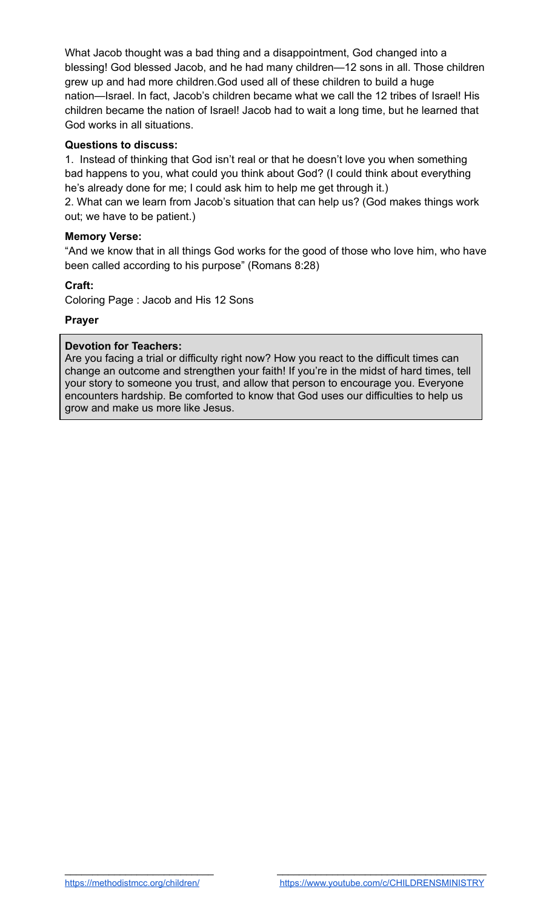What Jacob thought was a bad thing and a disappointment, God changed into a blessing! God blessed Jacob, and he had many children—12 sons in all. Those children grew up and had more children.God used all of these children to build a huge nation—Israel. In fact, Jacob's children became what we call the 12 tribes of Israel! His children became the nation of Israel! Jacob had to wait a long time, but he learned that God works in all situations.

**Questions to discuss:**

1. Instead of thinking that God isn't real or that he doesn't love you when something bad happens to you, what could you think about God? (I could think about everything he's already done for me; I could ask him to help me get through it.)
2. What can we learn from Jacob's situation that can help us? (God makes things work out; we have to be patient.)

**Memory Verse:**

"And we know that in all things God works for the good of those who love him, who have been called according to his purpose" (Romans 8:28)

**Craft:**

Coloring Page : Jacob and His 12 Sons

**Prayer**

**Devotion for Teachers:**

Are you facing a trial or difficulty right now? How you react to the difficult times can change an outcome and strengthen your faith! If you're in the midst of hard times, tell your story to someone you trust, and allow that person to encourage you. Everyone encounters hardship. Be comforted to know that God uses our difficulties to help us grow and make us more like Jesus.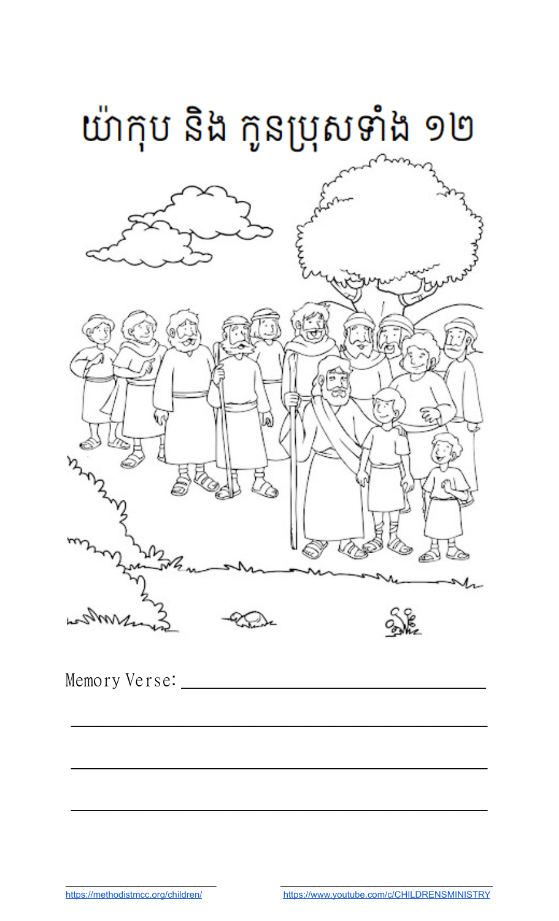# យ៉ាកុប និង កូនប្រុសទាំង ១២

Memory Verse: ______________________________

______________________________

______________________________

______________________________

https://methodistmcc.org/children/

https://www.youtube.com/c/CHILDRENSMINISTRY